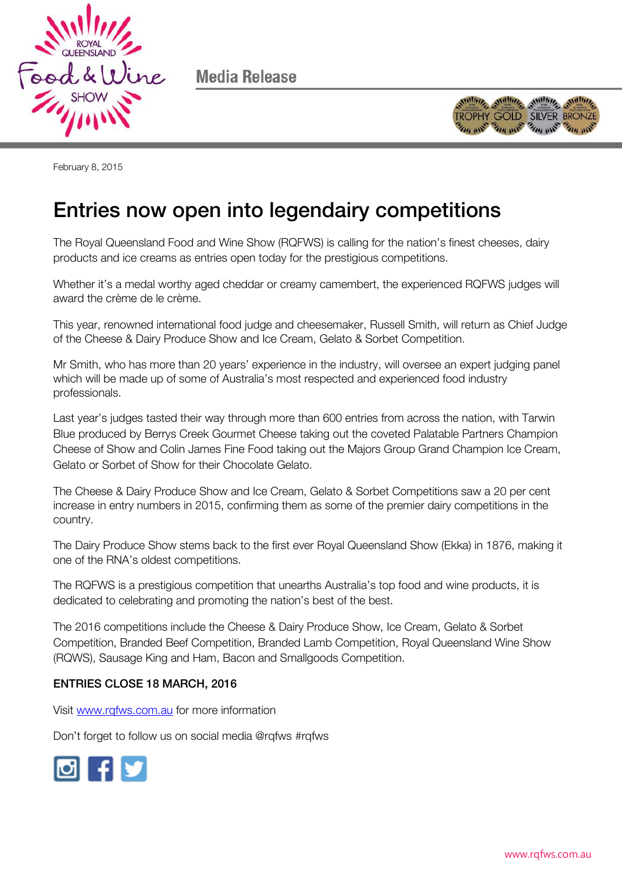Media Release

February 8, 2015

# Entries now open into legendairy competitions

The Royal Queensland Food and Wine Show (RQFWS) is calling for the nation's finest cheeses, dairy products and ice creams as entries open today for the prestigious competitions.

Whether it's a medal worthy aged cheddar or creamy camembert, the experienced RQFWS judges will award the crème de le crème.

This year, renowned international food judge and cheesemaker, Russell Smith, will return as Chief Judge of the Cheese & Dairy Produce Show and Ice Cream, Gelato & Sorbet Competition.

Mr Smith, who has more than 20 years' experience in the industry, will oversee an expert judging panel which will be made up of some of Australia's most respected and experienced food industry professionals.

Last year's judges tasted their way through more than 600 entries from across the nation, with Tarwin Blue produced by Berrys Creek Gourmet Cheese taking out the coveted Palatable Partners Champion Cheese of Show and Colin James Fine Food taking out the Majors Group Grand Champion Ice Cream, Gelato or Sorbet of Show for their Chocolate Gelato.

The Cheese & Dairy Produce Show and Ice Cream, Gelato & Sorbet Competitions saw a 20 per cent increase in entry numbers in 2015, confirming them as some of the premier dairy competitions in the country.

The Dairy Produce Show stems back to the first ever Royal Queensland Show (Ekka) in 1876, making it one of the RNA's oldest competitions.

The RQFWS is a prestigious competition that unearths Australia's top food and wine products, it is dedicated to celebrating and promoting the nation's best of the best.

The 2016 competitions include the Cheese & Dairy Produce Show, Ice Cream, Gelato & Sorbet Competition, Branded Beef Competition, Branded Lamb Competition, Royal Queensland Wine Show (RQWS), Sausage King and Ham, Bacon and Smallgoods Competition.

**ENTRIES CLOSE 18 MARCH, 2016**

Visit [www.rqfws.com.au](http://www.rqfws.com.au) for more information

Don't forget to follow us on social media @rqfws #rqfws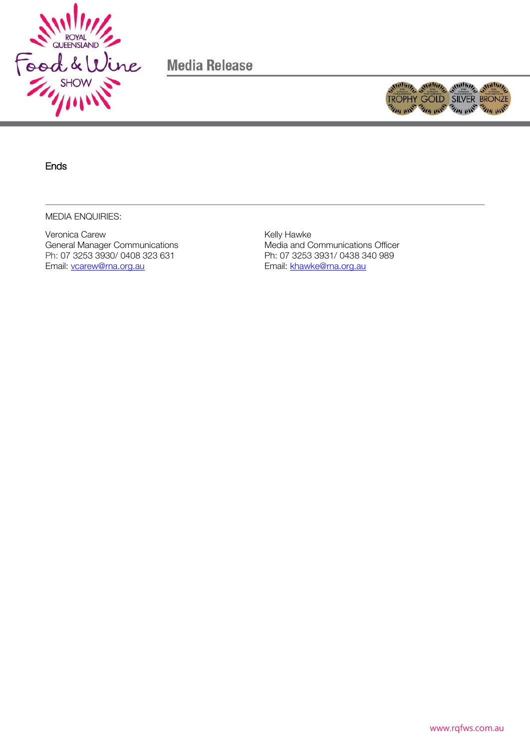Ends

---

MEDIA ENQUIRIES:

Veronica Carew
General Manager Communications
Ph: 07 3253 3930/ 0408 323 631
Email: vcarew@rna.org.au

Kelly Hawke
Media and Communications Officer
Ph: 07 3253 3931/ 0438 340 989
Email: khawke@rna.org.au